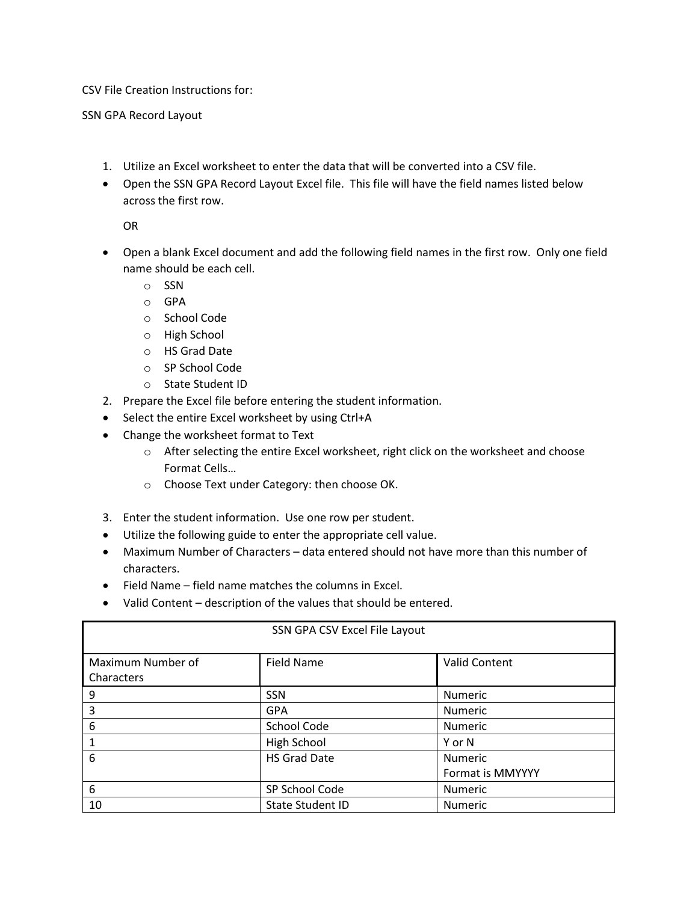CSV File Creation Instructions for:

SSN GPA Record Layout

1. Utilize an Excel worksheet to enter the data that will be converted into a CSV file.

- Open the SSN GPA Record Layout Excel file. This file will have the field names listed below across the first row.

  OR

- Open a blank Excel document and add the following field names in the first row. Only one field name should be each cell.
  - SSN
  - GPA
  - School Code
  - High School
  - HS Grad Date
  - SP School Code
  - State Student ID

2. Prepare the Excel file before entering the student information.

- Select the entire Excel worksheet by using Ctrl+A
- Change the worksheet format to Text
  - After selecting the entire Excel worksheet, right click on the worksheet and choose Format Cells…
  - Choose Text under Category: then choose OK.

3. Enter the student information. Use one row per student.

- Utilize the following guide to enter the appropriate cell value.
- Maximum Number of Characters – data entered should not have more than this number of characters.
- Field Name – field name matches the columns in Excel.
- Valid Content – description of the values that should be entered.

| SSN GPA CSV Excel File Layout | | |
|---|---|---|
| Maximum Number of Characters | Field Name | Valid Content |
| 9 | SSN | Numeric |
| 3 | GPA | Numeric |
| 6 | School Code | Numeric |
| 1 | High School | Y or N |
| 6 | HS Grad Date | Numeric<br>Format is MMYYYY |
| 6 | SP School Code | Numeric |
| 10 | State Student ID | Numeric |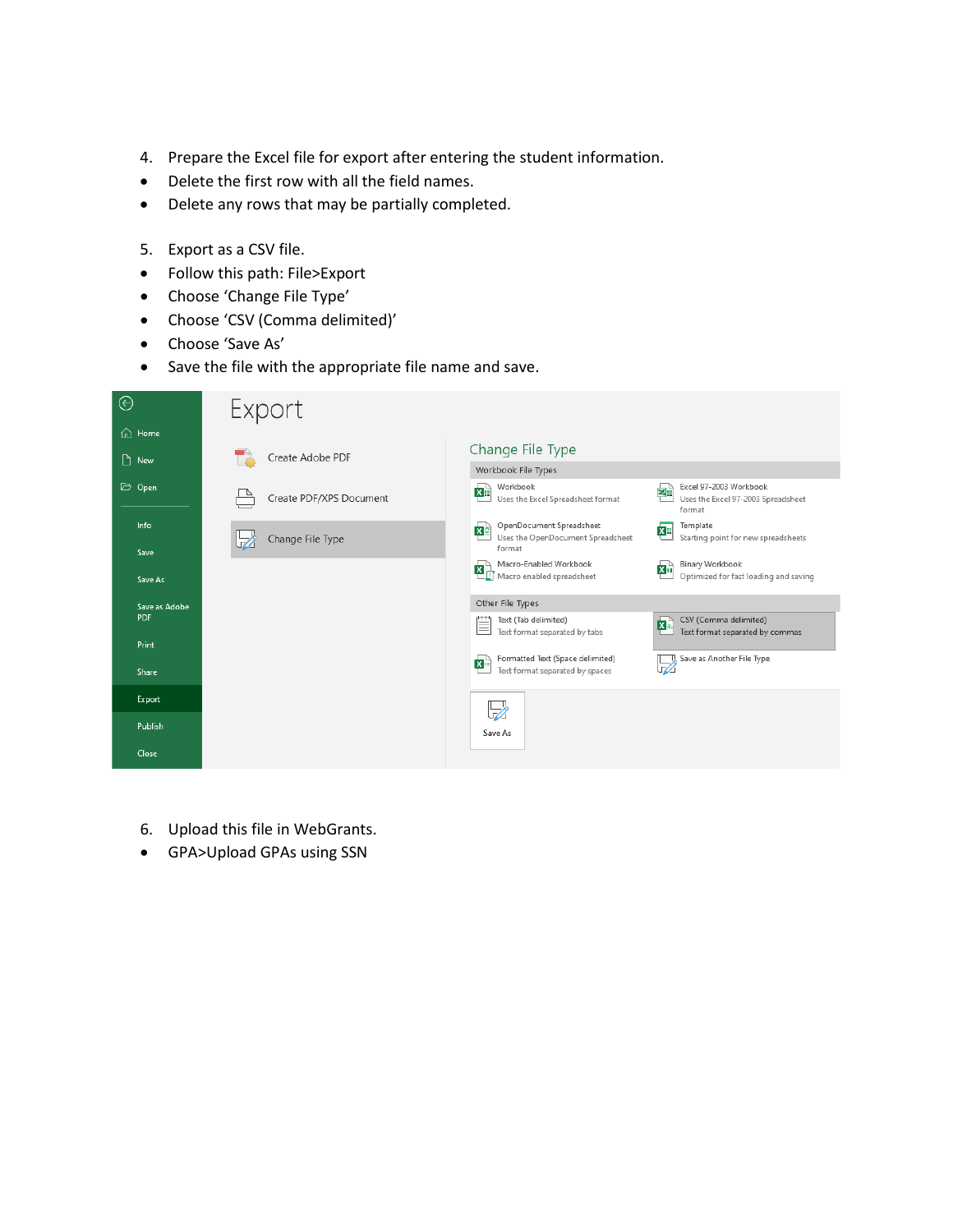4. Prepare the Excel file for export after entering the student information.
- Delete the first row with all the field names.
- Delete any rows that may be partially completed.

5. Export as a CSV file.
- Follow this path: File>Export
- Choose 'Change File Type'
- Choose 'CSV (Comma delimited)'
- Choose 'Save As'
- Save the file with the appropriate file name and save.

6. Upload this file in WebGrants.
- GPA>Upload GPAs using SSN